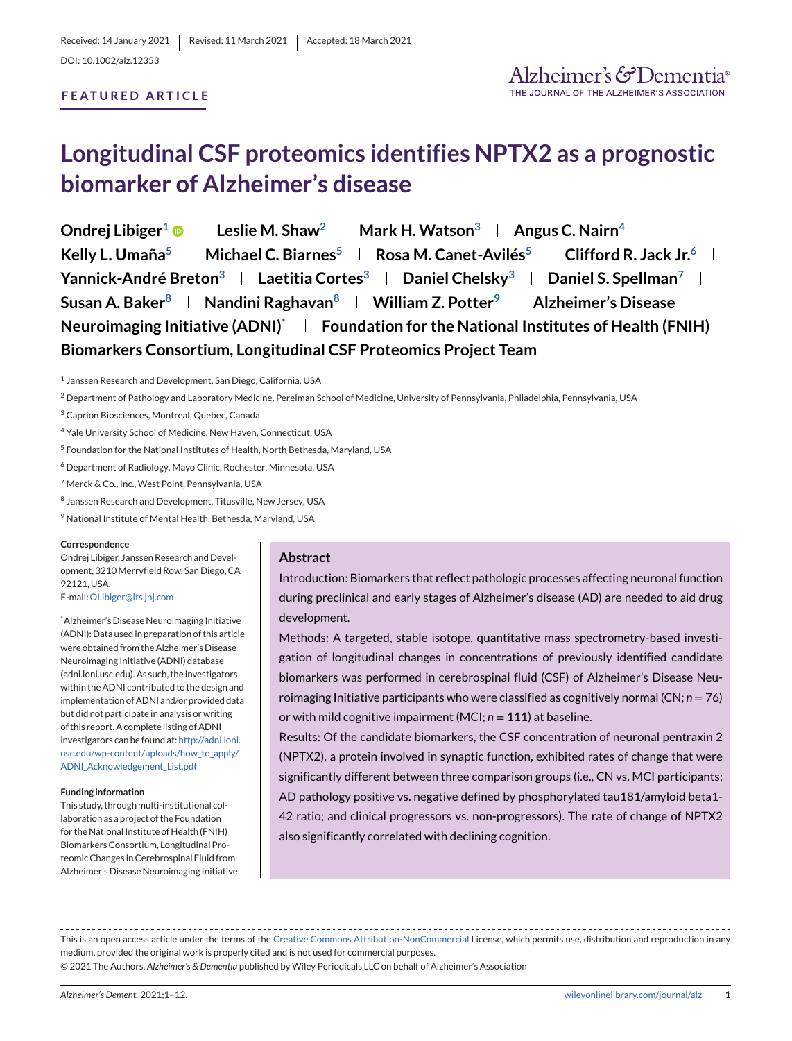Received: 14 January 2021 | Revised: 11 March 2021 | Accepted: 18 March 2021

DOI: 10.1002/alz.12353

**FEATURED ARTICLE**

# Longitudinal CSF proteomics identifies NPTX2 as a prognostic biomarker of Alzheimer's disease

**Ondrej Libiger[1] | Leslie M. Shaw[2] | Mark H. Watson[3] | Angus C. Nairn[4] | Kelly L. Umaña[5] | Michael C. Biarnes[5] | Rosa M. Canet-Avilés[5] | Clifford R. Jack Jr.[6] | Yannick-André Breton[3] | Laetitia Cortes[3] | Daniel Chelsky[3] | Daniel S. Spellman[7] | Susan A. Baker[8] | Nandini Raghavan[8] | William Z. Potter[9] | Alzheimer's Disease Neuroimaging Initiative (ADNI)[*] | Foundation for the National Institutes of Health (FNIH) Biomarkers Consortium, Longitudinal CSF Proteomics Project Team**

[1] Janssen Research and Development, San Diego, California, USA

[2] Department of Pathology and Laboratory Medicine, Perelman School of Medicine, University of Pennsylvania, Philadelphia, Pennsylvania, USA

[3] Caprion Biosciences, Montreal, Quebec, Canada

[4] Yale University School of Medicine, New Haven, Connecticut, USA

[5] Foundation for the National Institutes of Health, North Bethesda, Maryland, USA

[6] Department of Radiology, Mayo Clinic, Rochester, Minnesota, USA

[7] Merck & Co., Inc., West Point, Pennsylvania, USA

[8] Janssen Research and Development, Titusville, New Jersey, USA

[9] National Institute of Mental Health, Bethesda, Maryland, USA

**Correspondence**
Ondrej Libiger, Janssen Research and Development, 3210 Merryfield Row, San Diego, CA 92121, USA.
E-mail: OLibiger@its.jnj.com

[*] Alzheimer's Disease Neuroimaging Initiative (ADNI): Data used in preparation of this article were obtained from the Alzheimer's Disease Neuroimaging Initiative (ADNI) database (adni.loni.usc.edu). As such, the investigators within the ADNI contributed to the design and implementation of ADNI and/or provided data but did not participate in analysis or writing of this report. A complete listing of ADNI investigators can be found at: http://adni.loni.usc.edu/wp-content/uploads/how_to_apply/ADNI_Acknowledgement_List.pdf

**Funding information**
This study, through multi-institutional collaboration as a project of the Foundation for the National Institute of Health (FNIH) Biomarkers Consortium, Longitudinal Proteomic Changes in Cerebrospinal Fluid from Alzheimer's Disease Neuroimaging Initiative

## Abstract

Introduction: Biomarkers that reflect pathologic processes affecting neuronal function during preclinical and early stages of Alzheimer's disease (AD) are needed to aid drug development.

Methods: A targeted, stable isotope, quantitative mass spectrometry-based investigation of longitudinal changes in concentrations of previously identified candidate biomarkers was performed in cerebrospinal fluid (CSF) of Alzheimer's Disease Neuroimaging Initiative participants who were classified as cognitively normal (CN; $n = 76$) or with mild cognitive impairment (MCI; $n = 111$) at baseline.

Results: Of the candidate biomarkers, the CSF concentration of neuronal pentraxin 2 (NPTX2), a protein involved in synaptic function, exhibited rates of change that were significantly different between three comparison groups (i.e., CN vs. MCI participants; AD pathology positive vs. negative defined by phosphorylated tau181/amyloid beta1-42 ratio; and clinical progressors vs. non-progressors). The rate of change of NPTX2 also significantly correlated with declining cognition.

This is an open access article under the terms of the Creative Commons Attribution-NonCommercial License, which permits use, distribution and reproduction in any medium, provided the original work is properly cited and is not used for commercial purposes.
© 2021 The Authors. *Alzheimer's & Dementia* published by Wiley Periodicals LLC on behalf of Alzheimer's Association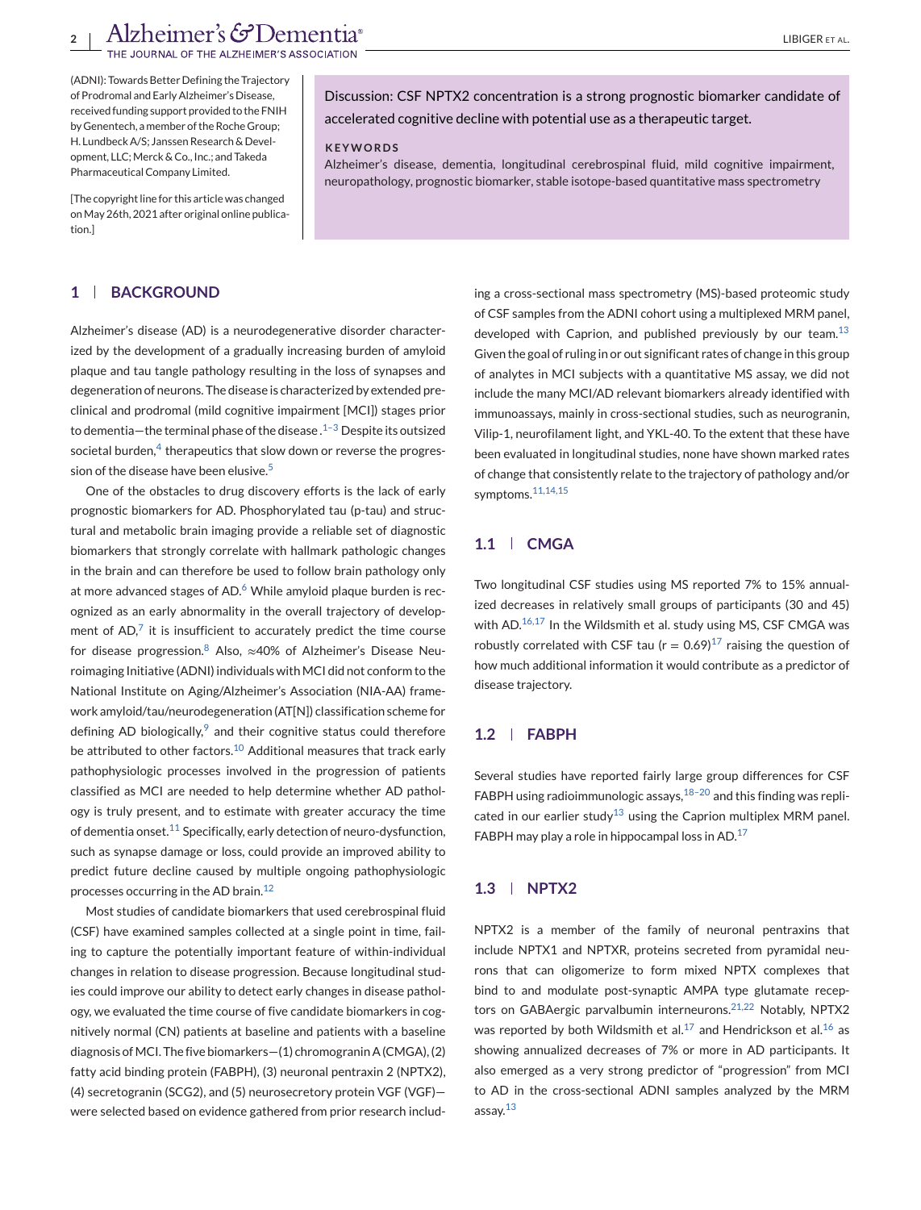(ADNI): Towards Better Defining the Trajectory of Prodromal and Early Alzheimer's Disease, received funding support provided to the FNIH by Genentech, a member of the Roche Group; H. Lundbeck A/S; Janssen Research & Development, LLC; Merck & Co., Inc.; and Takeda Pharmaceutical Company Limited.

[The copyright line for this article was changed on May 26th, 2021 after original online publication.]

Discussion: CSF NPTX2 concentration is a strong prognostic biomarker candidate of accelerated cognitive decline with potential use as a therapeutic target.

**KEYWORDS**

Alzheimer's disease, dementia, longitudinal cerebrospinal fluid, mild cognitive impairment, neuropathology, prognostic biomarker, stable isotope-based quantitative mass spectrometry

## 1 | BACKGROUND

Alzheimer's disease (AD) is a neurodegenerative disorder characterized by the development of a gradually increasing burden of amyloid plaque and tau tangle pathology resulting in the loss of synapses and degeneration of neurons. The disease is characterized by extended preclinical and prodromal (mild cognitive impairment [MCI]) stages prior to dementia—the terminal phase of the disease.[1–3] Despite its outsized societal burden,[4] therapeutics that slow down or reverse the progression of the disease have been elusive.[5]

One of the obstacles to drug discovery efforts is the lack of early prognostic biomarkers for AD. Phosphorylated tau (p-tau) and structural and metabolic brain imaging provide a reliable set of diagnostic biomarkers that strongly correlate with hallmark pathologic changes in the brain and can therefore be used to follow brain pathology only at more advanced stages of AD.[6] While amyloid plaque burden is recognized as an early abnormality in the overall trajectory of development of AD,[7] it is insufficient to accurately predict the time course for disease progression.[8] Also, ≈40% of Alzheimer's Disease Neuroimaging Initiative (ADNI) individuals with MCI did not conform to the National Institute on Aging/Alzheimer's Association (NIA-AA) framework amyloid/tau/neurodegeneration (AT[N]) classification scheme for defining AD biologically,[9] and their cognitive status could therefore be attributed to other factors.[10] Additional measures that track early pathophysiologic processes involved in the progression of patients classified as MCI are needed to help determine whether AD pathology is truly present, and to estimate with greater accuracy the time of dementia onset.[11] Specifically, early detection of neuro-dysfunction, such as synapse damage or loss, could provide an improved ability to predict future decline caused by multiple ongoing pathophysiologic processes occurring in the AD brain.[12]

Most studies of candidate biomarkers that used cerebrospinal fluid (CSF) have examined samples collected at a single point in time, failing to capture the potentially important feature of within-individual changes in relation to disease progression. Because longitudinal studies could improve our ability to detect early changes in disease pathology, we evaluated the time course of five candidate biomarkers in cognitively normal (CN) patients at baseline and patients with a baseline diagnosis of MCI. The five biomarkers—(1) chromogranin A (CMGA), (2) fatty acid binding protein (FABPH), (3) neuronal pentraxin 2 (NPTX2), (4) secretogranin (SCG2), and (5) neurosecretory protein VGF (VGF)—were selected based on evidence gathered from prior research including a cross-sectional mass spectrometry (MS)-based proteomic study of CSF samples from the ADNI cohort using a multiplexed MRM panel, developed with Caprion, and published previously by our team.[13] Given the goal of ruling in or out significant rates of change in this group of analytes in MCI subjects with a quantitative MS assay, we did not include the many MCI/AD relevant biomarkers already identified with immunoassays, mainly in cross-sectional studies, such as neurogranin, Vilip-1, neurofilament light, and YKL-40. To the extent that these have been evaluated in longitudinal studies, none have shown marked rates of change that consistently relate to the trajectory of pathology and/or symptoms.[11,14,15]

### 1.1 | CMGA

Two longitudinal CSF studies using MS reported 7% to 15% annualized decreases in relatively small groups of participants (30 and 45) with AD.[16,17] In the Wildsmith et al. study using MS, CSF CMGA was robustly correlated with CSF tau ($r = 0.69$)[17] raising the question of how much additional information it would contribute as a predictor of disease trajectory.

### 1.2 | FABPH

Several studies have reported fairly large group differences for CSF FABPH using radioimmunologic assays,[18–20] and this finding was replicated in our earlier study[13] using the Caprion multiplex MRM panel. FABPH may play a role in hippocampal loss in AD.[17]

### 1.3 | NPTX2

NPTX2 is a member of the family of neuronal pentraxins that include NPTX1 and NPTXR, proteins secreted from pyramidal neurons that can oligomerize to form mixed NPTX complexes that bind to and modulate post-synaptic AMPA type glutamate receptors on GABAergic parvalbumin interneurons.[21,22] Notably, NPTX2 was reported by both Wildsmith et al.[17] and Hendrickson et al.[16] as showing annualized decreases of 7% or more in AD participants. It also emerged as a very strong predictor of "progression" from MCI to AD in the cross-sectional ADNI samples analyzed by the MRM assay.[13]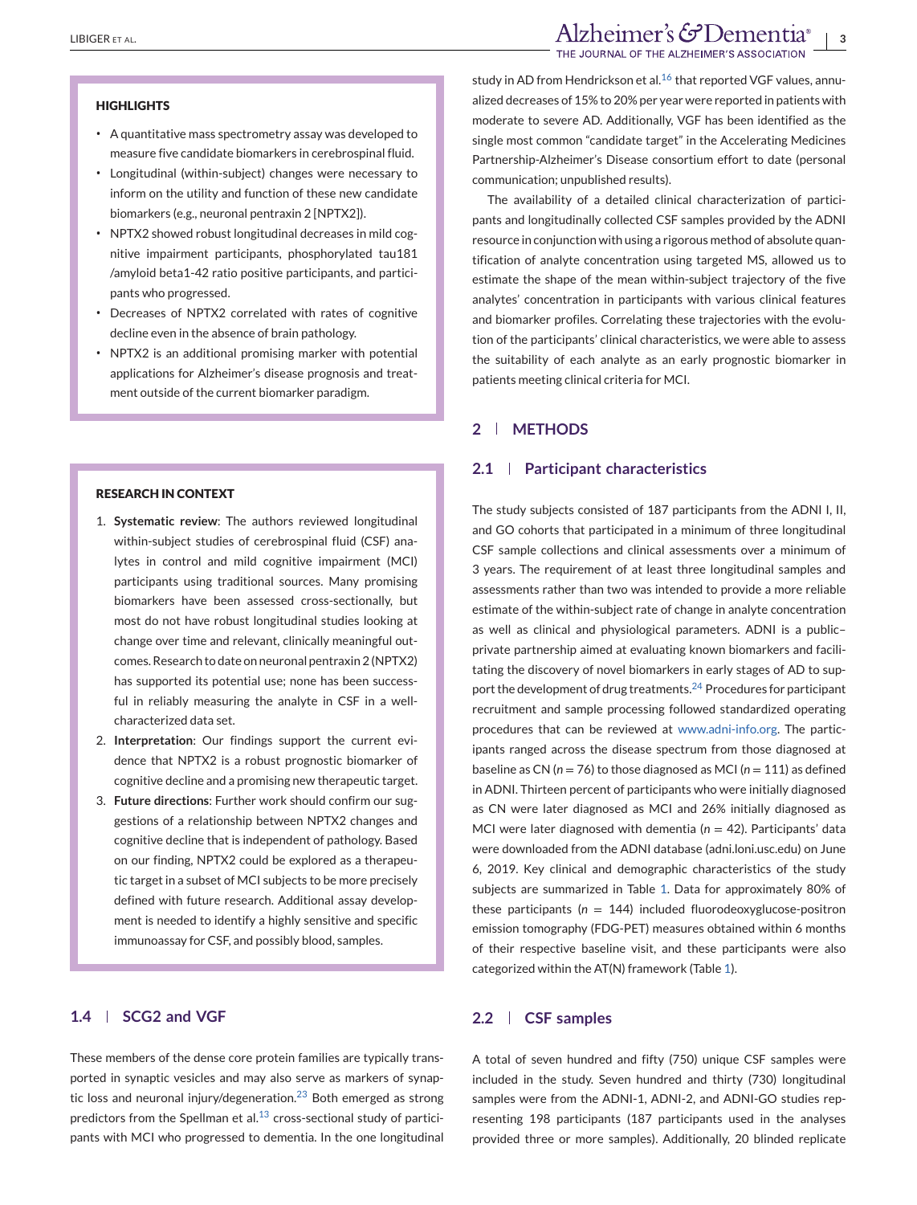### HIGHLIGHTS

- A quantitative mass spectrometry assay was developed to measure five candidate biomarkers in cerebrospinal fluid.
- Longitudinal (within-subject) changes were necessary to inform on the utility and function of these new candidate biomarkers (e.g., neuronal pentraxin 2 [NPTX2]).
- NPTX2 showed robust longitudinal decreases in mild cognitive impairment participants, phosphorylated tau181 /amyloid beta1-42 ratio positive participants, and participants who progressed.
- Decreases of NPTX2 correlated with rates of cognitive decline even in the absence of brain pathology.
- NPTX2 is an additional promising marker with potential applications for Alzheimer's disease prognosis and treatment outside of the current biomarker paradigm.

### RESEARCH IN CONTEXT

1. **Systematic review**: The authors reviewed longitudinal within-subject studies of cerebrospinal fluid (CSF) analytes in control and mild cognitive impairment (MCI) participants using traditional sources. Many promising biomarkers have been assessed cross-sectionally, but most do not have robust longitudinal studies looking at change over time and relevant, clinically meaningful outcomes. Research to date on neuronal pentraxin 2 (NPTX2) has supported its potential use; none has been successful in reliably measuring the analyte in CSF in a well-characterized data set.
2. **Interpretation**: Our findings support the current evidence that NPTX2 is a robust prognostic biomarker of cognitive decline and a promising new therapeutic target.
3. **Future directions**: Further work should confirm our suggestions of a relationship between NPTX2 changes and cognitive decline that is independent of pathology. Based on our finding, NPTX2 could be explored as a therapeutic target in a subset of MCI subjects to be more precisely defined with future research. Additional assay development is needed to identify a highly sensitive and specific immunoassay for CSF, and possibly blood, samples.

### 1.4 | SCG2 and VGF

These members of the dense core protein families are typically transported in synaptic vesicles and may also serve as markers of synaptic loss and neuronal injury/degeneration.[23] Both emerged as strong predictors from the Spellman et al.[13] cross-sectional study of participants with MCI who progressed to dementia. In the one longitudinal study in AD from Hendrickson et al.[16] that reported VGF values, annualized decreases of 15% to 20% per year were reported in patients with moderate to severe AD. Additionally, VGF has been identified as the single most common "candidate target" in the Accelerating Medicines Partnership-Alzheimer's Disease consortium effort to date (personal communication; unpublished results).

The availability of a detailed clinical characterization of participants and longitudinally collected CSF samples provided by the ADNI resource in conjunction with using a rigorous method of absolute quantification of analyte concentration using targeted MS, allowed us to estimate the shape of the mean within-subject trajectory of the five analytes' concentration in participants with various clinical features and biomarker profiles. Correlating these trajectories with the evolution of the participants' clinical characteristics, we were able to assess the suitability of each analyte as an early prognostic biomarker in patients meeting clinical criteria for MCI.

## 2 | METHODS

### 2.1 | Participant characteristics

The study subjects consisted of 187 participants from the ADNI I, II, and GO cohorts that participated in a minimum of three longitudinal CSF sample collections and clinical assessments over a minimum of 3 years. The requirement of at least three longitudinal samples and assessments rather than two was intended to provide a more reliable estimate of the within-subject rate of change in analyte concentration as well as clinical and physiological parameters. ADNI is a public–private partnership aimed at evaluating known biomarkers and facilitating the discovery of novel biomarkers in early stages of AD to support the development of drug treatments.[24] Procedures for participant recruitment and sample processing followed standardized operating procedures that can be reviewed at www.adni-info.org. The participants ranged across the disease spectrum from those diagnosed at baseline as CN ($n = 76$) to those diagnosed as MCI ($n = 111$) as defined in ADNI. Thirteen percent of participants who were initially diagnosed as CN were later diagnosed as MCI and 26% initially diagnosed as MCI were later diagnosed with dementia ($n = 42$). Participants' data were downloaded from the ADNI database (adni.loni.usc.edu) on June 6, 2019. Key clinical and demographic characteristics of the study subjects are summarized in Table 1. Data for approximately 80% of these participants ($n = 144$) included fluorodeoxyglucose-positron emission tomography (FDG-PET) measures obtained within 6 months of their respective baseline visit, and these participants were also categorized within the AT(N) framework (Table 1).

### 2.2 | CSF samples

A total of seven hundred and fifty (750) unique CSF samples were included in the study. Seven hundred and thirty (730) longitudinal samples were from the ADNI-1, ADNI-2, and ADNI-GO studies representing 198 participants (187 participants used in the analyses provided three or more samples). Additionally, 20 blinded replicate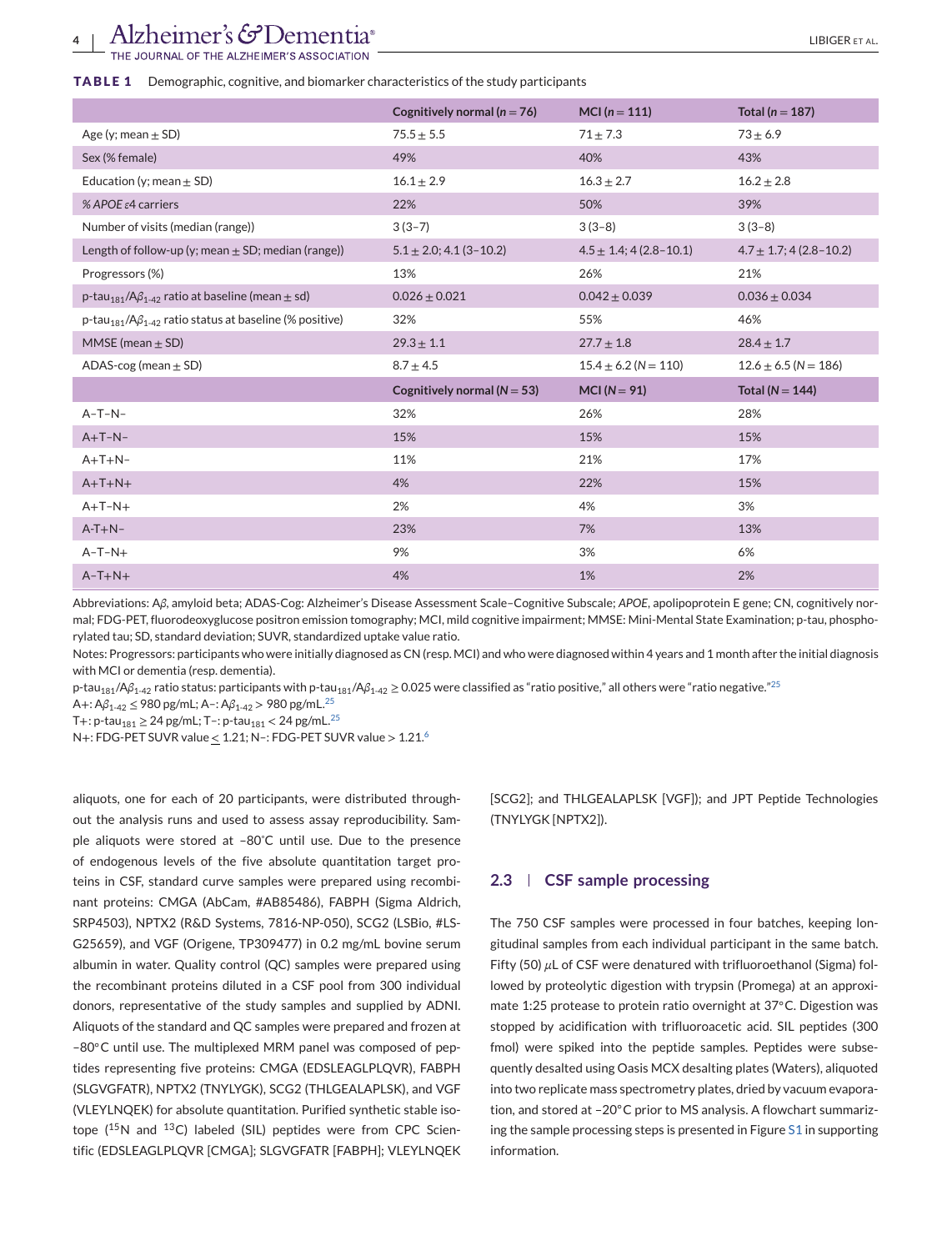**TABLE 1** Demographic, cognitive, and biomarker characteristics of the study participants

| | Cognitively normal ($n = 76$) | MCI ($n = 111$) | Total ($n = 187$) |
|---|---|---|---|
| Age (y; mean ± SD) | 75.5 ± 5.5 | 71 ± 7.3 | 73 ± 6.9 |
| Sex (% female) | 49% | 40% | 43% |
| Education (y; mean ± SD) | 16.1 ± 2.9 | 16.3 ± 2.7 | 16.2 ± 2.8 |
| *% APOE ε4 carriers* | 22% | 50% | 39% |
| Number of visits (median (range)) | 3 (3–7) | 3 (3–8) | 3 (3–8) |
| Length of follow-up (y; mean ± SD; median (range)) | 5.1 ± 2.0; 4.1 (3–10.2) | 4.5 ± 1.4; 4 (2.8–10.1) | 4.7 ± 1.7; 4 (2.8–10.2) |
| Progressors (%) | 13% | 26% | 21% |
| p-tau$_{181}$/A$\beta_{1\text{-}42}$ ratio at baseline (mean ± sd) | 0.026 ± 0.021 | 0.042 ± 0.039 | 0.036 ± 0.034 |
| p-tau$_{181}$/A$\beta_{1\text{-}42}$ ratio status at baseline (% positive) | 32% | 55% | 46% |
| MMSE (mean ± SD) | 29.3 ± 1.1 | 27.7 ± 1.8 | 28.4 ± 1.7 |
| ADAS-cog (mean ± SD) | 8.7 ± 4.5 | 15.4 ± 6.2 ($N = 110$) | 12.6 ± 6.5 ($N = 186$) |
| | **Cognitively normal ($N = 53$)** | **MCI ($N = 91$)** | **Total ($N = 144$)** |
| A–T–N– | 32% | 26% | 28% |
| A+T–N– | 15% | 15% | 15% |
| A+T+N– | 11% | 21% | 17% |
| A+T+N+ | 4% | 22% | 15% |
| A+T–N+ | 2% | 4% | 3% |
| A–T+N– | 23% | 7% | 13% |
| A–T–N+ | 9% | 3% | 6% |
| A–T+N+ | 4% | 1% | 2% |

Abbreviations: A$\beta$, amyloid beta; ADAS-Cog: Alzheimer's Disease Assessment Scale–Cognitive Subscale; *APOE*, apolipoprotein E gene; CN, cognitively normal; FDG-PET, fluorodeoxyglucose positron emission tomography; MCI, mild cognitive impairment; MMSE: Mini-Mental State Examination; p-tau, phosphorylated tau; SD, standard deviation; SUVR, standardized uptake value ratio.

Notes: Progressors: participants who were initially diagnosed as CN (resp. MCI) and who were diagnosed within 4 years and 1 month after the initial diagnosis with MCI or dementia (resp. dementia).

p-tau$_{181}$/A$\beta_{1\text{-}42}$ ratio status: participants with p-tau$_{181}$/A$\beta_{1\text{-}42}$ ≥ 0.025 were classified as "ratio positive," all others were "ratio negative."[25]

A+: A$\beta_{1\text{-}42}$ ≤ 980 pg/mL; A–: A$\beta_{1\text{-}42}$ > 980 pg/mL.[25]

T+: p-tau$_{181}$ ≥ 24 pg/mL; T–: p-tau$_{181}$ < 24 pg/mL.[25]

N+: FDG-PET SUVR value ≤ 1.21; N–: FDG-PET SUVR value > 1.21.[6]

aliquots, one for each of 20 participants, were distributed throughout the analysis runs and used to assess assay reproducibility. Sample aliquots were stored at –80°C until use. Due to the presence of endogenous levels of the five absolute quantitation target proteins in CSF, standard curve samples were prepared using recombinant proteins: CMGA (AbCam, #AB85486), FABPH (Sigma Aldrich, SRP4503), NPTX2 (R&D Systems, 7816-NP-050), SCG2 (LSBio, #LS-G25659), and VGF (Origene, TP309477) in 0.2 mg/mL bovine serum albumin in water. Quality control (QC) samples were prepared using the recombinant proteins diluted in a CSF pool from 300 individual donors, representative of the study samples and supplied by ADNI. Aliquots of the standard and QC samples were prepared and frozen at –80°C until use. The multiplexed MRM panel was composed of peptides representing five proteins: CMGA (EDSLEAGLPLQVR), FABPH (SLGVGFATR), NPTX2 (TNYLYGK), SCG2 (THLGEALAPLSK), and VGF (VLEYLNQEK) for absolute quantitation. Purified synthetic stable isotope ($^{15}$N and $^{13}$C) labeled (SIL) peptides were from CPC Scientific (EDSLEAGLPLQVR [CMGA]; SLGVGFATR [FABPH]; VLEYLNQEK [SCG2]; and THLGEALAPLSK [VGF]); and JPT Peptide Technologies (TNYLYGK [NPTX2]).

## 2.3 | CSF sample processing

The 750 CSF samples were processed in four batches, keeping longitudinal samples from each individual participant in the same batch. Fifty (50) $\mu$L of CSF were denatured with trifluoroethanol (Sigma) followed by proteolytic digestion with trypsin (Promega) at an approximate 1:25 protease to protein ratio overnight at 37°C. Digestion was stopped by acidification with trifluoroacetic acid. SIL peptides (300 fmol) were spiked into the peptide samples. Peptides were subsequently desalted using Oasis MCX desalting plates (Waters), aliquoted into two replicate mass spectrometry plates, dried by vacuum evaporation, and stored at –20°C prior to MS analysis. A flowchart summarizing the sample processing steps is presented in Figure S1 in supporting information.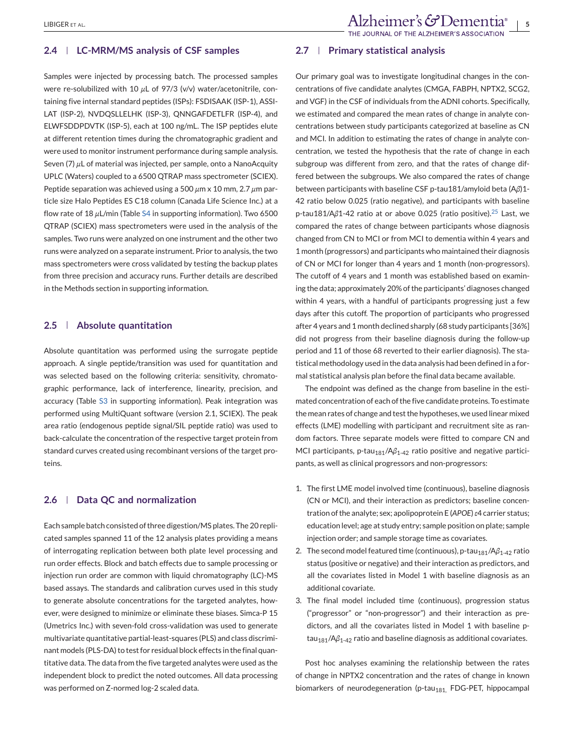## 2.4 | LC-MRM/MS analysis of CSF samples

Samples were injected by processing batch. The processed samples were re-solubilized with 10 $\mu$L of 97/3 (v/v) water/acetonitrile, containing five internal standard peptides (ISPs): FSDISAAK (ISP-1), ASSILAT (ISP-2), NVDQSLLELHK (ISP-3), QNNGAFDETLFR (ISP-4), and ELWFSDDPDVTK (ISP-5), each at 100 ng/mL. The ISP peptides elute at different retention times during the chromatographic gradient and were used to monitor instrument performance during sample analysis. Seven (7) $\mu$L of material was injected, per sample, onto a NanoAcquity UPLC (Waters) coupled to a 6500 QTRAP mass spectrometer (SCIEX). Peptide separation was achieved using a 500 $\mu$m x 10 mm, 2.7 $\mu$m particle size Halo Peptides ES C18 column (Canada Life Science Inc.) at a flow rate of 18 $\mu$L/min (Table S4 in supporting information). Two 6500 QTRAP (SCIEX) mass spectrometers were used in the analysis of the samples. Two runs were analyzed on one instrument and the other two runs were analyzed on a separate instrument. Prior to analysis, the two mass spectrometers were cross validated by testing the backup plates from three precision and accuracy runs. Further details are described in the Methods section in supporting information.

## 2.5 | Absolute quantitation

Absolute quantitation was performed using the surrogate peptide approach. A single peptide/transition was used for quantitation and was selected based on the following criteria: sensitivity, chromatographic performance, lack of interference, linearity, precision, and accuracy (Table S3 in supporting information). Peak integration was performed using MultiQuant software (version 2.1, SCIEX). The peak area ratio (endogenous peptide signal/SIL peptide ratio) was used to back-calculate the concentration of the respective target protein from standard curves created using recombinant versions of the target proteins.

## 2.6 | Data QC and normalization

Each sample batch consisted of three digestion/MS plates. The 20 replicated samples spanned 11 of the 12 analysis plates providing a means of interrogating replication between both plate level processing and run order effects. Block and batch effects due to sample processing or injection run order are common with liquid chromatography (LC)-MS based assays. The standards and calibration curves used in this study to generate absolute concentrations for the targeted analytes, however, were designed to minimize or eliminate these biases. Simca-P 15 (Umetrics Inc.) with seven-fold cross-validation was used to generate multivariate quantitative partial-least-squares (PLS) and class discriminant models (PLS-DA) to test for residual block effects in the final quantitative data. The data from the five targeted analytes were used as the independent block to predict the noted outcomes. All data processing was performed on Z-normed log-2 scaled data.

## 2.7 | Primary statistical analysis

Our primary goal was to investigate longitudinal changes in the concentrations of five candidate analytes (CMGA, FABPH, NPTX2, SCG2, and VGF) in the CSF of individuals from the ADNI cohorts. Specifically, we estimated and compared the mean rates of change in analyte concentrations between study participants categorized at baseline as CN and MCI. In addition to estimating the rates of change in analyte concentration, we tested the hypothesis that the rate of change in each subgroup was different from zero, and that the rates of change differed between the subgroups. We also compared the rates of change between participants with baseline CSF p-tau181/amyloid beta (A$\beta$)1-42 ratio below 0.025 (ratio negative), and participants with baseline p-tau181/A$\beta$1-42 ratio at or above 0.025 (ratio positive).[25] Last, we compared the rates of change between participants whose diagnosis changed from CN to MCI or from MCI to dementia within 4 years and 1 month (progressors) and participants who maintained their diagnosis of CN or MCI for longer than 4 years and 1 month (non-progressors). The cutoff of 4 years and 1 month was established based on examining the data; approximately 20% of the participants' diagnoses changed within 4 years, with a handful of participants progressing just a few days after this cutoff. The proportion of participants who progressed after 4 years and 1 month declined sharply (68 study participants [36%] did not progress from their baseline diagnosis during the follow-up period and 11 of those 68 reverted to their earlier diagnosis). The statistical methodology used in the data analysis had been defined in a formal statistical analysis plan before the final data became available.

The endpoint was defined as the change from baseline in the estimated concentration of each of the five candidate proteins. To estimate the mean rates of change and test the hypotheses, we used linear mixed effects (LME) modelling with participant and recruitment site as random factors. Three separate models were fitted to compare CN and MCI participants, p-tau$_{181}$/A$\beta_{1\text{-}42}$ ratio positive and negative participants, as well as clinical progressors and non-progressors:

1. The first LME model involved time (continuous), baseline diagnosis (CN or MCI), and their interaction as predictors; baseline concentration of the analyte; sex; apolipoprotein E (*APOE*) $\varepsilon$4 carrier status; education level; age at study entry; sample position on plate; sample injection order; and sample storage time as covariates.
2. The second model featured time (continuous), p-tau$_{181}$/A$\beta_{1\text{-}42}$ ratio status (positive or negative) and their interaction as predictors, and all the covariates listed in Model 1 with baseline diagnosis as an additional covariate.
3. The final model included time (continuous), progression status ("progressor" or "non-progressor") and their interaction as predictors, and all the covariates listed in Model 1 with baseline p-tau$_{181}$/A$\beta_{1\text{-}42}$ ratio and baseline diagnosis as additional covariates.

Post hoc analyses examining the relationship between the rates of change in NPTX2 concentration and the rates of change in known biomarkers of neurodegeneration (p-tau$_{181,}$ FDG-PET, hippocampal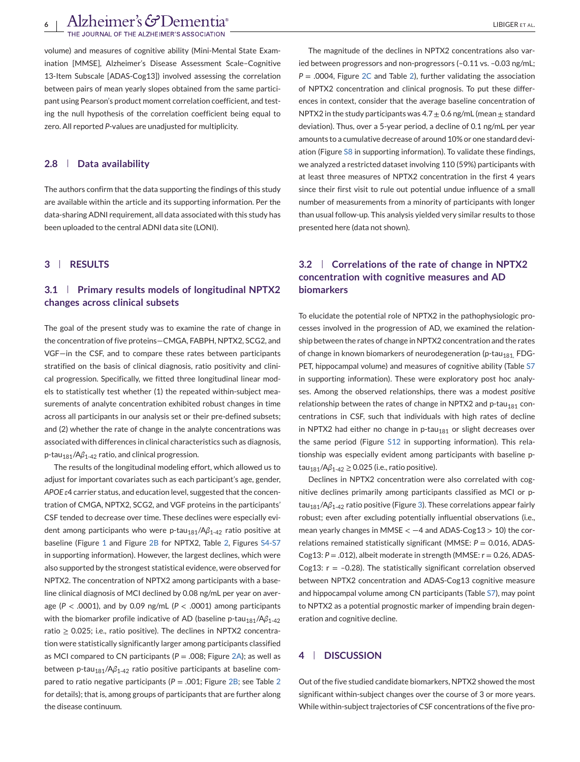volume) and measures of cognitive ability (Mini-Mental State Examination [MMSE], Alzheimer's Disease Assessment Scale–Cognitive 13-Item Subscale [ADAS-Cog13]) involved assessing the correlation between pairs of mean yearly slopes obtained from the same participant using Pearson's product moment correlation coefficient, and testing the null hypothesis of the correlation coefficient being equal to zero. All reported *P*-values are unadjusted for multiplicity.

### 2.8 | Data availability

The authors confirm that the data supporting the findings of this study are available within the article and its supporting information. Per the data-sharing ADNI requirement, all data associated with this study has been uploaded to the central ADNI data site (LONI).

## 3 | RESULTS

### 3.1 | Primary results models of longitudinal NPTX2 changes across clinical subsets

The goal of the present study was to examine the rate of change in the concentration of five proteins—CMGA, FABPH, NPTX2, SCG2, and VGF—in the CSF, and to compare these rates between participants stratified on the basis of clinical diagnosis, ratio positivity and clinical progression. Specifically, we fitted three longitudinal linear models to statistically test whether (1) the repeated within-subject measurements of analyte concentration exhibited robust changes in time across all participants in our analysis set or their pre-defined subsets; and (2) whether the rate of change in the analyte concentrations was associated with differences in clinical characteristics such as diagnosis, p-tau$_{181}$/A$\beta_{1\text{-}42}$ ratio, and clinical progression.

The results of the longitudinal modeling effort, which allowed us to adjust for important covariates such as each participant's age, gender, *APOE* $\varepsilon$4 carrier status, and education level, suggested that the concentration of CMGA, NPTX2, SCG2, and VGF proteins in the participants' CSF tended to decrease over time. These declines were especially evident among participants who were p-tau$_{181}$/A$\beta_{1\text{-}42}$ ratio positive at baseline (Figure 1 and Figure 2B for NPTX2, Table 2, Figures S4-S7 in supporting information). However, the largest declines, which were also supported by the strongest statistical evidence, were observed for NPTX2. The concentration of NPTX2 among participants with a baseline clinical diagnosis of MCI declined by 0.08 ng/mL per year on average ($P < .0001$), and by 0.09 ng/mL ($P < .0001$) among participants with the biomarker profile indicative of AD (baseline p-tau$_{181}$/A$\beta_{1\text{-}42}$ ratio $\geq$ 0.025; i.e., ratio positive). The declines in NPTX2 concentration were statistically significantly larger among participants classified as MCI compared to CN participants ($P = .008$; Figure 2A); as well as between p-tau$_{181}$/A$\beta_{1\text{-}42}$ ratio positive participants at baseline compared to ratio negative participants ($P = .001$; Figure 2B; see Table 2 for details); that is, among groups of participants that are further along the disease continuum.

The magnitude of the declines in NPTX2 concentrations also varied between progressors and non-progressors (–0.11 vs. –0.03 ng/mL; $P = .0004$, Figure 2C and Table 2), further validating the association of NPTX2 concentration and clinical prognosis. To put these differences in context, consider that the average baseline concentration of NPTX2 in the study participants was 4.7 $\pm$ 0.6 ng/mL (mean $\pm$ standard deviation). Thus, over a 5-year period, a decline of 0.1 ng/mL per year amounts to a cumulative decrease of around 10% or one standard deviation (Figure S8 in supporting information). To validate these findings, we analyzed a restricted dataset involving 110 (59%) participants with at least three measures of NPTX2 concentration in the first 4 years since their first visit to rule out potential undue influence of a small number of measurements from a minority of participants with longer than usual follow-up. This analysis yielded very similar results to those presented here (data not shown).

### 3.2 | Correlations of the rate of change in NPTX2 concentration with cognitive measures and AD biomarkers

To elucidate the potential role of NPTX2 in the pathophysiologic processes involved in the progression of AD, we examined the relationship between the rates of change in NPTX2 concentration and the rates of change in known biomarkers of neurodegeneration (p-tau$_{181,}$ FDG-PET, hippocampal volume) and measures of cognitive ability (Table S7 in supporting information). These were exploratory post hoc analyses. Among the observed relationships, there was a modest *positive* relationship between the rates of change in NPTX2 and p-tau$_{181}$ concentrations in CSF, such that individuals with high rates of decline in NPTX2 had either no change in p-tau$_{181}$ or slight decreases over the same period (Figure S12 in supporting information). This relationship was especially evident among participants with baseline p-tau$_{181}$/A$\beta_{1\text{-}42}$ $\geq$ 0.025 (i.e., ratio positive).

Declines in NPTX2 concentration were also correlated with cognitive declines primarily among participants classified as MCI or p-tau$_{181}$/A$\beta_{1\text{-}42}$ ratio positive (Figure 3). These correlations appear fairly robust; even after excluding potentially influential observations (i.e., mean yearly changes in MMSE $< -4$ and ADAS-Cog13 $> 10$) the correlations remained statistically significant (MMSE: $P = 0.016$, ADAS-Cog13: $P = .012$), albeit moderate in strength (MMSE: $r = 0.26$, ADAS-Cog13: $r = -0.28$). The statistically significant correlation observed between NPTX2 concentration and ADAS-Cog13 cognitive measure and hippocampal volume among CN participants (Table S7), may point to NPTX2 as a potential prognostic marker of impending brain degeneration and cognitive decline.

## 4 | DISCUSSION

Out of the five studied candidate biomarkers, NPTX2 showed the most significant within-subject changes over the course of 3 or more years. While within-subject trajectories of CSF concentrations of the five pro-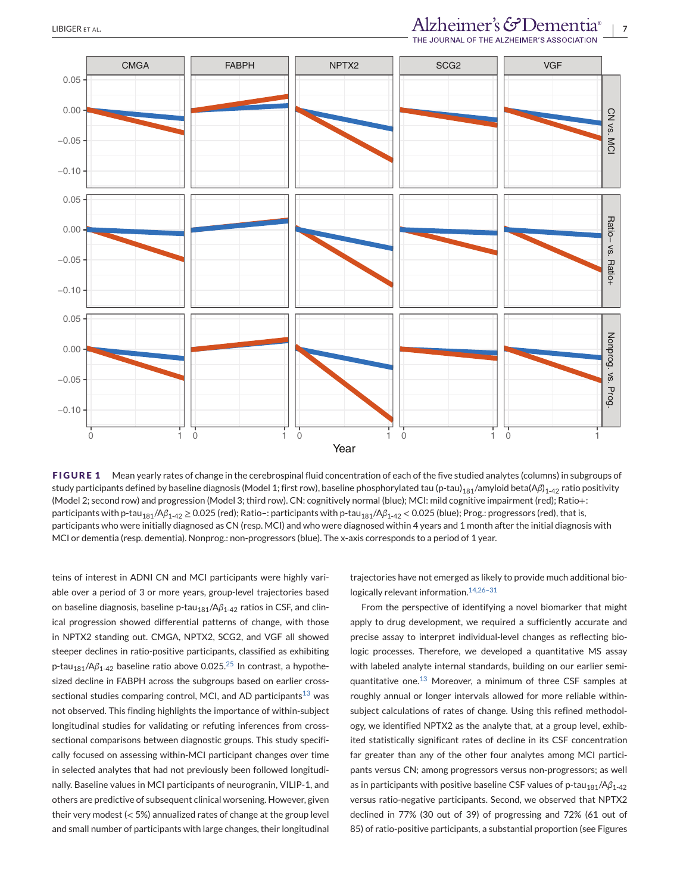**FIGURE 1** Mean yearly rates of change in the cerebrospinal fluid concentration of each of the five studied analytes (columns) in subgroups of study participants defined by baseline diagnosis (Model 1; first row), baseline phosphorylated tau (p-tau)$_{181}$/amyloid beta(A$\beta$)$_{1-42}$ ratio positivity (Model 2; second row) and progression (Model 3; third row). CN: cognitively normal (blue); MCI: mild cognitive impairment (red); Ratio+: participants with p-tau$_{181}$/A$\beta_{1-42} \geq 0.025$ (red); Ratio−: participants with p-tau$_{181}$/A$\beta_{1-42} < 0.025$ (blue); Prog.: progressors (red), that is, participants who were initially diagnosed as CN (resp. MCI) and who were diagnosed within 4 years and 1 month after the initial diagnosis with MCI or dementia (resp. dementia). Nonprog.: non-progressors (blue). The x-axis corresponds to a period of 1 year.

teins of interest in ADNI CN and MCI participants were highly variable over a period of 3 or more years, group-level trajectories based on baseline diagnosis, baseline p-tau$_{181}$/A$\beta_{1-42}$ ratios in CSF, and clinical progression showed differential patterns of change, with those in NPTX2 standing out. CMGA, NPTX2, SCG2, and VGF all showed steeper declines in ratio-positive participants, classified as exhibiting p-tau$_{181}$/A$\beta_{1-42}$ baseline ratio above 0.025.[25] In contrast, a hypothesized decline in FABPH across the subgroups based on earlier cross-sectional studies comparing control, MCI, and AD participants[13] was not observed. This finding highlights the importance of within-subject longitudinal studies for validating or refuting inferences from cross-sectional comparisons between diagnostic groups. This study specifically focused on assessing within-MCI participant changes over time in selected analytes that had not previously been followed longitudinally. Baseline values in MCI participants of neurogranin, VILIP-1, and others are predictive of subsequent clinical worsening. However, given their very modest (< 5%) annualized rates of change at the group level and small number of participants with large changes, their longitudinal trajectories have not emerged as likely to provide much additional biologically relevant information.[14,26–31]

From the perspective of identifying a novel biomarker that might apply to drug development, we required a sufficiently accurate and precise assay to interpret individual-level changes as reflecting biologic processes. Therefore, we developed a quantitative MS assay with labeled analyte internal standards, building on our earlier semi-quantitative one.[13] Moreover, a minimum of three CSF samples at roughly annual or longer intervals allowed for more reliable within-subject calculations of rates of change. Using this refined methodology, we identified NPTX2 as the analyte that, at a group level, exhibited statistically significant rates of decline in its CSF concentration far greater than any of the other four analytes among MCI participants versus CN; among progressors versus non-progressors; as well as in participants with positive baseline CSF values of p-tau$_{181}$/A$\beta_{1-42}$ versus ratio-negative participants. Second, we observed that NPTX2 declined in 77% (30 out of 39) of progressing and 72% (61 out of 85) of ratio-positive participants, a substantial proportion (see Figures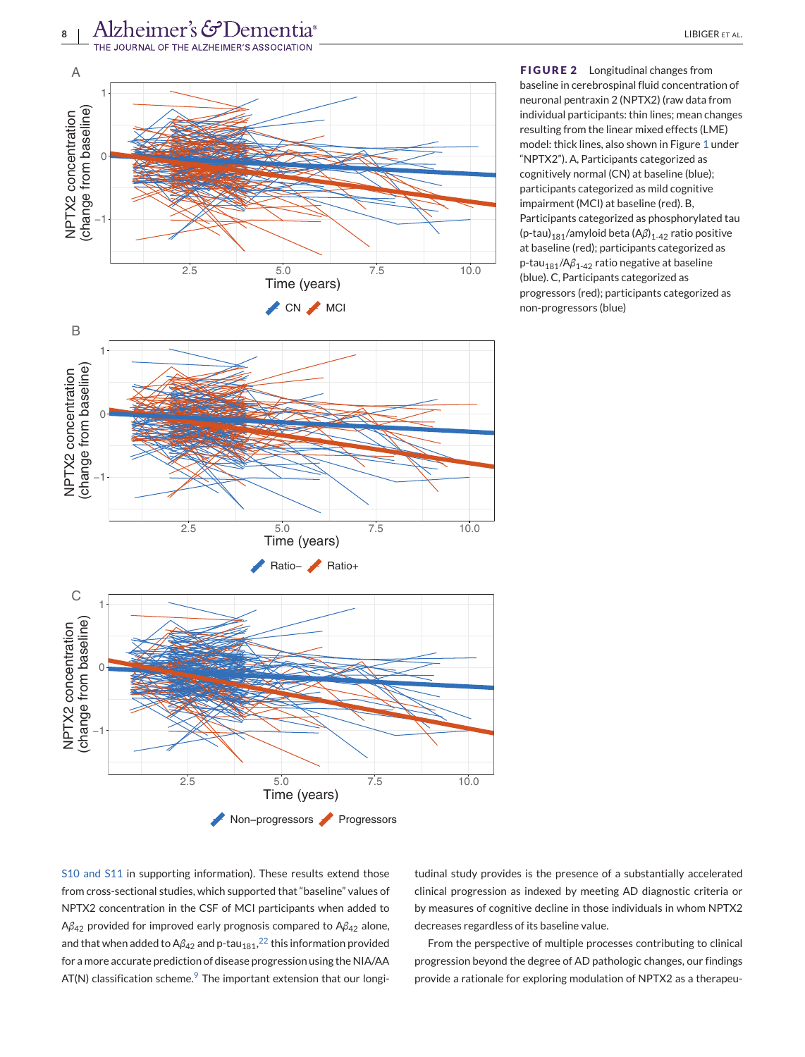**FIGURE 2** Longitudinal changes from baseline in cerebrospinal fluid concentration of neuronal pentraxin 2 (NPTX2) (raw data from individual participants: thin lines; mean changes resulting from the linear mixed effects (LME) model: thick lines, also shown in Figure 1 under "NPTX2"). A, Participants categorized as cognitively normal (CN) at baseline (blue); participants categorized as mild cognitive impairment (MCI) at baseline (red). B, Participants categorized as phosphorylated tau (p-tau)$_{181}$/amyloid beta (A$\beta$)$_{1-42}$ ratio positive at baseline (red); participants categorized as p-tau$_{181}$/A$\beta_{1-42}$ ratio negative at baseline (blue). C, Participants categorized as progressors (red); participants categorized as non-progressors (blue)

S10 and S11 in supporting information). These results extend those from cross-sectional studies, which supported that "baseline" values of NPTX2 concentration in the CSF of MCI participants when added to A$\beta_{42}$ provided for improved early prognosis compared to A$\beta_{42}$ alone, and that when added to A$\beta_{42}$ and p-tau$_{181}$,[22] this information provided for a more accurate prediction of disease progression using the NIA/AA AT(N) classification scheme.[9] The important extension that our longitudinal study provides is the presence of a substantially accelerated clinical progression as indexed by meeting AD diagnostic criteria or by measures of cognitive decline in those individuals in whom NPTX2 decreases regardless of its baseline value.

From the perspective of multiple processes contributing to clinical progression beyond the degree of AD pathologic changes, our findings provide a rationale for exploring modulation of NPTX2 as a therapeu-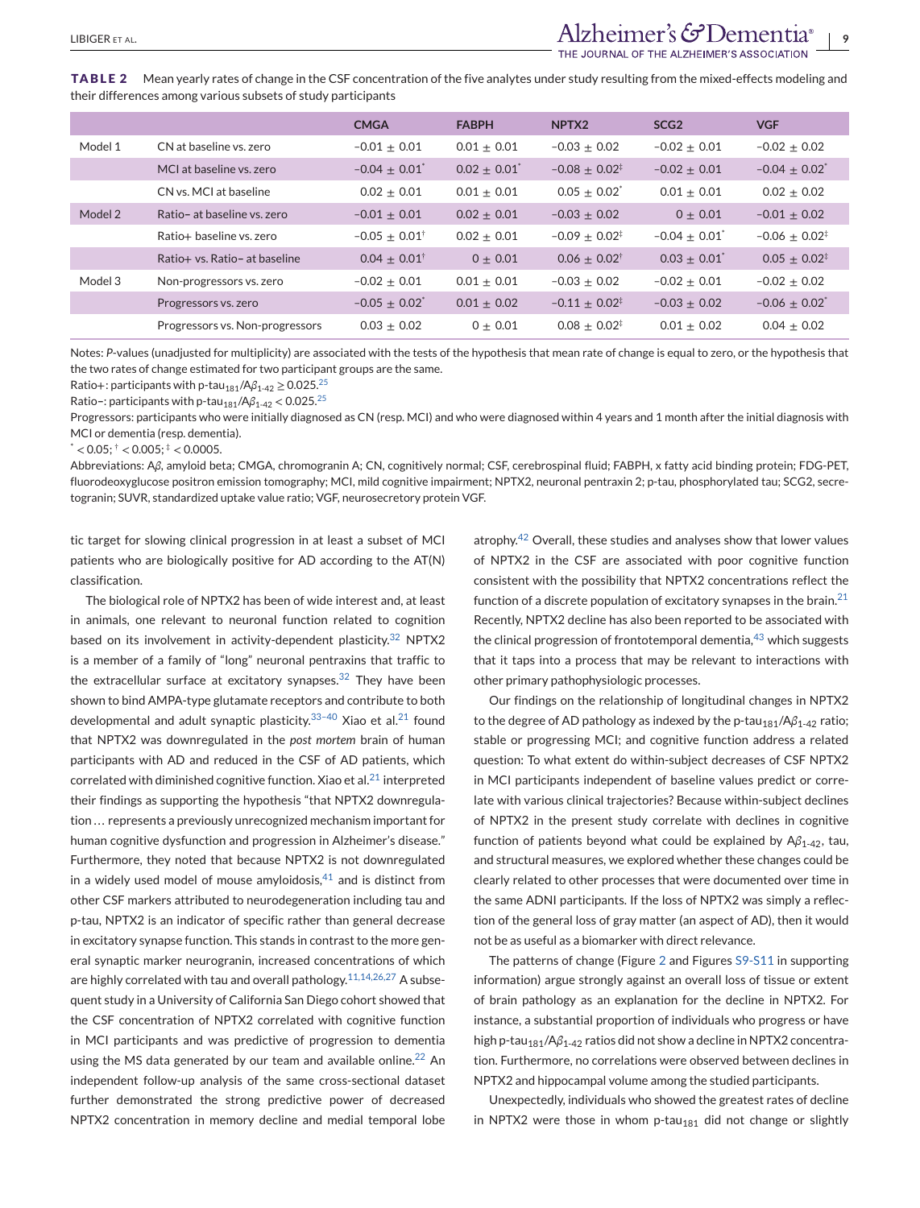**TABLE 2** Mean yearly rates of change in the CSF concentration of the five analytes under study resulting from the mixed-effects modeling and their differences among various subsets of study participants

| | | CMGA | FABPH | NPTX2 | SCG2 | VGF |
|---|---|---|---|---|---|---|
| Model 1 | CN at baseline vs. zero | −0.01 ± 0.01 | 0.01 ± 0.01 | −0.03 ± 0.02 | −0.02 ± 0.01 | −0.02 ± 0.02 |
| | MCI at baseline vs. zero | −0.04 ± 0.01* | 0.02 ± 0.01* | −0.08 ± 0.02‡ | −0.02 ± 0.01 | −0.04 ± 0.02* |
| | CN vs. MCI at baseline | 0.02 ± 0.01 | 0.01 ± 0.01 | 0.05 ± 0.02* | 0.01 ± 0.01 | 0.02 ± 0.02 |
| Model 2 | Ratio− at baseline vs. zero | −0.01 ± 0.01 | 0.02 ± 0.01 | −0.03 ± 0.02 | 0 ± 0.01 | −0.01 ± 0.02 |
| | Ratio+ baseline vs. zero | −0.05 ± 0.01† | 0.02 ± 0.01 | −0.09 ± 0.02‡ | −0.04 ± 0.01* | −0.06 ± 0.02‡ |
| | Ratio+ vs. Ratio− at baseline | 0.04 ± 0.01† | 0 ± 0.01 | 0.06 ± 0.02† | 0.03 ± 0.01* | 0.05 ± 0.02‡ |
| Model 3 | Non-progressors vs. zero | −0.02 ± 0.01 | 0.01 ± 0.01 | −0.03 ± 0.02 | −0.02 ± 0.01 | −0.02 ± 0.02 |
| | Progressors vs. zero | −0.05 ± 0.02* | 0.01 ± 0.02 | −0.11 ± 0.02‡ | −0.03 ± 0.02 | −0.06 ± 0.02* |
| | Progressors vs. Non-progressors | 0.03 ± 0.02 | 0 ± 0.01 | 0.08 ± 0.02‡ | 0.01 ± 0.02 | 0.04 ± 0.02 |

Notes: *P*-values (unadjusted for multiplicity) are associated with the tests of the hypothesis that mean rate of change is equal to zero, or the hypothesis that the two rates of change estimated for two participant groups are the same.

Ratio+: participants with p-tau$_{181}$/A$\beta_{1\text{-}42}$ ≥ 0.025.[25]

Ratio−: participants with p-tau$_{181}$/A$\beta_{1\text{-}42}$ < 0.025.[25]

Progressors: participants who were initially diagnosed as CN (resp. MCI) and who were diagnosed within 4 years and 1 month after the initial diagnosis with MCI or dementia (resp. dementia).

* < 0.05; † < 0.005; ‡ < 0.0005.

Abbreviations: A$\beta$, amyloid beta; CMGA, chromogranin A; CN, cognitively normal; CSF, cerebrospinal fluid; FABPH, x fatty acid binding protein; FDG-PET, fluorodeoxyglucose positron emission tomography; MCI, mild cognitive impairment; NPTX2, neuronal pentraxin 2; p-tau, phosphorylated tau; SCG2, secretogranin; SUVR, standardized uptake value ratio; VGF, neurosecretory protein VGF.

tic target for slowing clinical progression in at least a subset of MCI patients who are biologically positive for AD according to the AT(N) classification.

The biological role of NPTX2 has been of wide interest and, at least in animals, one relevant to neuronal function related to cognition based on its involvement in activity-dependent plasticity.[32] NPTX2 is a member of a family of "long" neuronal pentraxins that traffic to the extracellular surface at excitatory synapses.[32] They have been shown to bind AMPA-type glutamate receptors and contribute to both developmental and adult synaptic plasticity.[33–40] Xiao et al.[21] found that NPTX2 was downregulated in the *post mortem* brain of human participants with AD and reduced in the CSF of AD patients, which correlated with diminished cognitive function. Xiao et al.[21] interpreted their findings as supporting the hypothesis "that NPTX2 downregulation … represents a previously unrecognized mechanism important for human cognitive dysfunction and progression in Alzheimer's disease." Furthermore, they noted that because NPTX2 is not downregulated in a widely used model of mouse amyloidosis,[41] and is distinct from other CSF markers attributed to neurodegeneration including tau and p-tau, NPTX2 is an indicator of specific rather than general decrease in excitatory synapse function. This stands in contrast to the more general synaptic marker neurogranin, increased concentrations of which are highly correlated with tau and overall pathology.[11,14,26,27] A subsequent study in a University of California San Diego cohort showed that the CSF concentration of NPTX2 correlated with cognitive function in MCI participants and was predictive of progression to dementia using the MS data generated by our team and available online.[22] An independent follow-up analysis of the same cross-sectional dataset further demonstrated the strong predictive power of decreased NPTX2 concentration in memory decline and medial temporal lobe atrophy.[42] Overall, these studies and analyses show that lower values of NPTX2 in the CSF are associated with poor cognitive function consistent with the possibility that NPTX2 concentrations reflect the function of a discrete population of excitatory synapses in the brain.[21] Recently, NPTX2 decline has also been reported to be associated with the clinical progression of frontotemporal dementia,[43] which suggests that it taps into a process that may be relevant to interactions with other primary pathophysiologic processes.

Our findings on the relationship of longitudinal changes in NPTX2 to the degree of AD pathology as indexed by the p-tau$_{181}$/A$\beta_{1\text{-}42}$ ratio; stable or progressing MCI; and cognitive function address a related question: To what extent do within-subject decreases of CSF NPTX2 in MCI participants independent of baseline values predict or correlate with various clinical trajectories? Because within-subject declines of NPTX2 in the present study correlate with declines in cognitive function of patients beyond what could be explained by A$\beta_{1\text{-}42}$, tau, and structural measures, we explored whether these changes could be clearly related to other processes that were documented over time in the same ADNI participants. If the loss of NPTX2 was simply a reflection of the general loss of gray matter (an aspect of AD), then it would not be as useful as a biomarker with direct relevance.

The patterns of change (Figure 2 and Figures S9-S11 in supporting information) argue strongly against an overall loss of tissue or extent of brain pathology as an explanation for the decline in NPTX2. For instance, a substantial proportion of individuals who progress or have high p-tau$_{181}$/A$\beta_{1\text{-}42}$ ratios did not show a decline in NPTX2 concentration. Furthermore, no correlations were observed between declines in NPTX2 and hippocampal volume among the studied participants.

Unexpectedly, individuals who showed the greatest rates of decline in NPTX2 were those in whom p-tau$_{181}$ did not change or slightly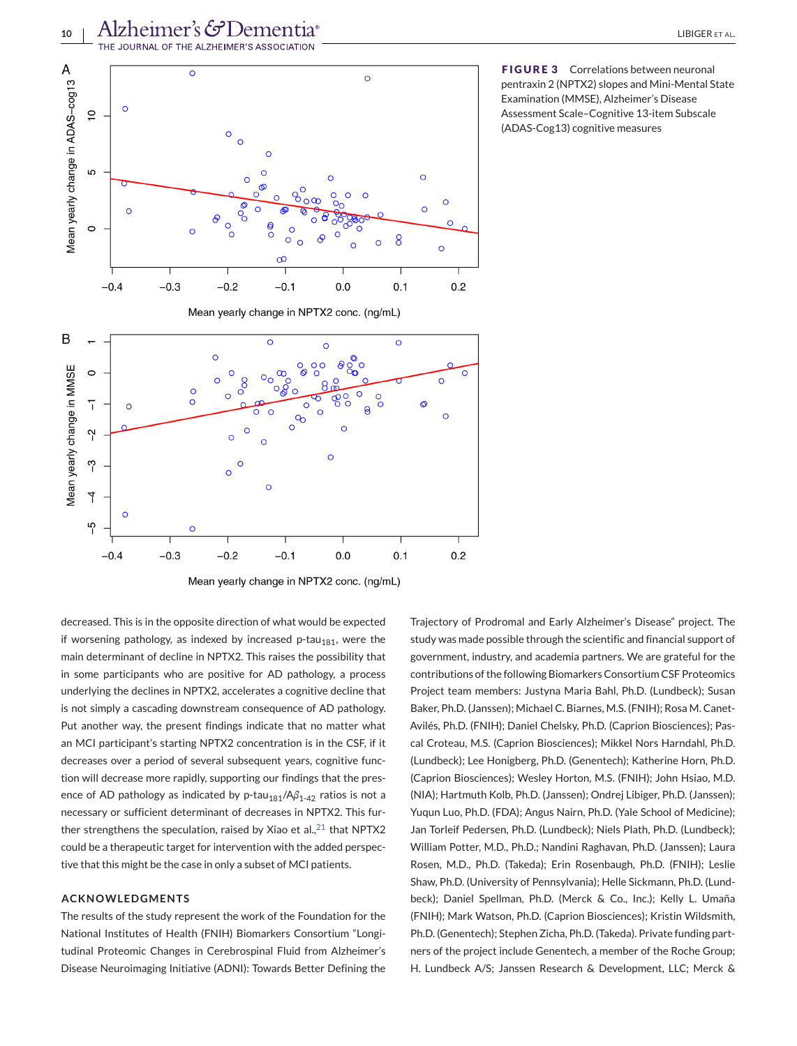FIGURE 3 Correlations between neuronal pentraxin 2 (NPTX2) slopes and Mini-Mental State Examination (MMSE), Alzheimer's Disease Assessment Scale–Cognitive 13-item Subscale (ADAS-Cog13) cognitive measures

decreased. This is in the opposite direction of what would be expected if worsening pathology, as indexed by increased p-tau$_{181}$, were the main determinant of decline in NPTX2. This raises the possibility that in some participants who are positive for AD pathology, a process underlying the declines in NPTX2, accelerates a cognitive decline that is not simply a cascading downstream consequence of AD pathology. Put another way, the present findings indicate that no matter what an MCI participant's starting NPTX2 concentration is in the CSF, if it decreases over a period of several subsequent years, cognitive function will decrease more rapidly, supporting our findings that the presence of AD pathology as indicated by p-tau$_{181}$/A$\beta_{1\text{-}42}$ ratios is not a necessary or sufficient determinant of decreases in NPTX2. This further strengthens the speculation, raised by Xiao et al.,[21] that NPTX2 could be a therapeutic target for intervention with the added perspective that this might be the case in only a subset of MCI patients.

## ACKNOWLEDGMENTS

The results of the study represent the work of the Foundation for the National Institutes of Health (FNIH) Biomarkers Consortium "Longitudinal Proteomic Changes in Cerebrospinal Fluid from Alzheimer's Disease Neuroimaging Initiative (ADNI): Towards Better Defining the Trajectory of Prodromal and Early Alzheimer's Disease" project. The study was made possible through the scientific and financial support of government, industry, and academia partners. We are grateful for the contributions of the following Biomarkers Consortium CSF Proteomics Project team members: Justyna Maria Bahl, Ph.D. (Lundbeck); Susan Baker, Ph.D. (Janssen); Michael C. Biarnes, M.S. (FNIH); Rosa M. Canet-Avilés, Ph.D. (FNIH); Daniel Chelsky, Ph.D. (Caprion Biosciences); Pascal Croteau, M.S. (Caprion Biosciences); Mikkel Nors Harndahl, Ph.D. (Lundbeck); Lee Honigberg, Ph.D. (Genentech); Katherine Horn, Ph.D. (Caprion Biosciences); Wesley Horton, M.S. (FNIH); John Hsiao, M.D. (NIA); Hartmuth Kolb, Ph.D. (Janssen); Ondrej Libiger, Ph.D. (Janssen); Yuqun Luo, Ph.D. (FDA); Angus Nairn, Ph.D. (Yale School of Medicine); Jan Torleif Pedersen, Ph.D. (Lundbeck); Niels Plath, Ph.D. (Lundbeck); William Potter, M.D., Ph.D.; Nandini Raghavan, Ph.D. (Janssen); Laura Rosen, M.D., Ph.D. (Takeda); Erin Rosenbaugh, Ph.D. (FNIH); Leslie Shaw, Ph.D. (University of Pennsylvania); Helle Sickmann, Ph.D. (Lundbeck); Daniel Spellman, Ph.D. (Merck & Co., Inc.); Kelly L. Umaña (FNIH); Mark Watson, Ph.D. (Caprion Biosciences); Kristin Wildsmith, Ph.D. (Genentech); Stephen Zicha, Ph.D. (Takeda). Private funding partners of the project include Genentech, a member of the Roche Group; H. Lundbeck A/S; Janssen Research & Development, LLC; Merck &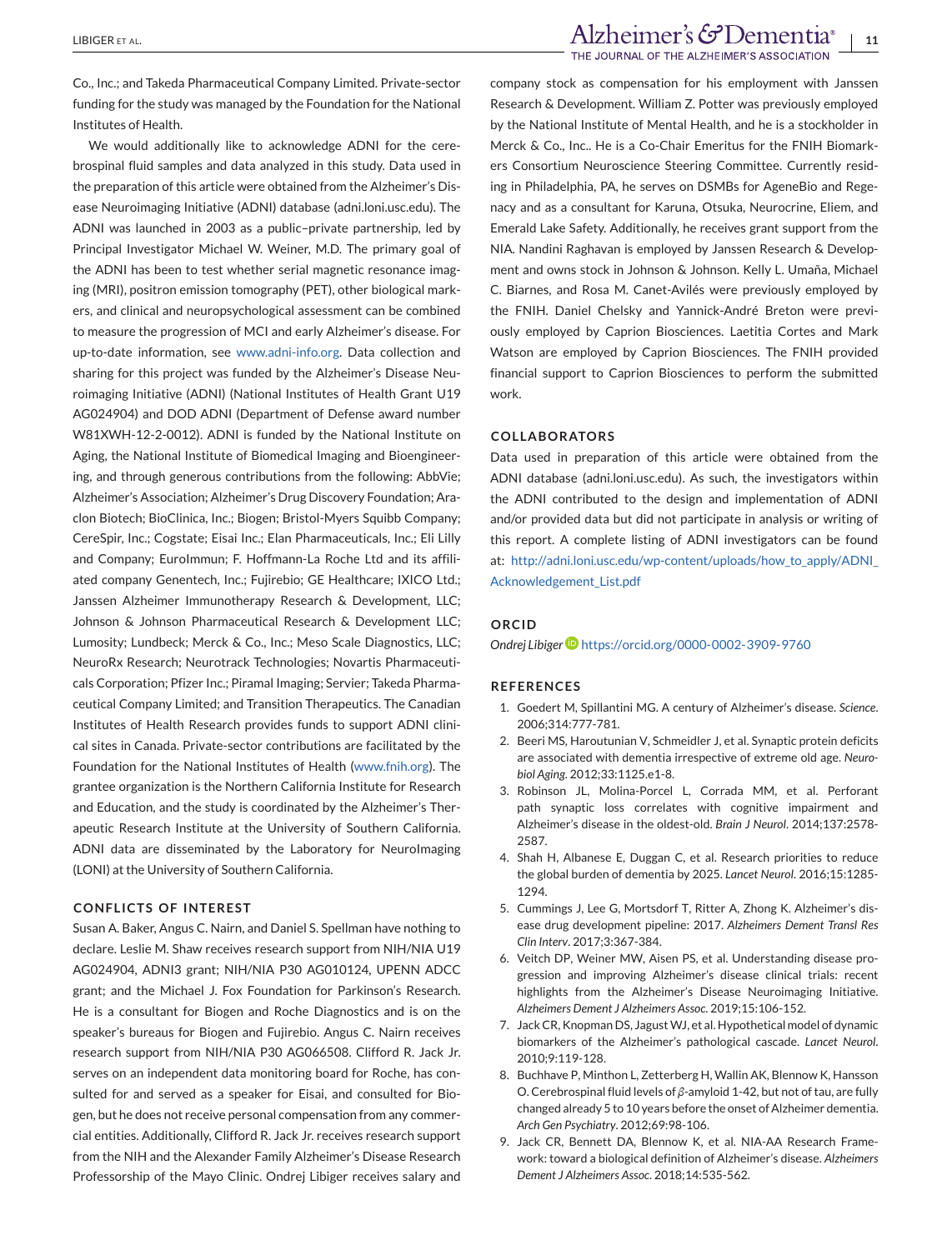Co., Inc.; and Takeda Pharmaceutical Company Limited. Private-sector funding for the study was managed by the Foundation for the National Institutes of Health.

We would additionally like to acknowledge ADNI for the cerebrospinal fluid samples and data analyzed in this study. Data used in the preparation of this article were obtained from the Alzheimer's Disease Neuroimaging Initiative (ADNI) database (adni.loni.usc.edu). The ADNI was launched in 2003 as a public–private partnership, led by Principal Investigator Michael W. Weiner, M.D. The primary goal of the ADNI has been to test whether serial magnetic resonance imaging (MRI), positron emission tomography (PET), other biological markers, and clinical and neuropsychological assessment can be combined to measure the progression of MCI and early Alzheimer's disease. For up-to-date information, see www.adni-info.org. Data collection and sharing for this project was funded by the Alzheimer's Disease Neuroimaging Initiative (ADNI) (National Institutes of Health Grant U19 AG024904) and DOD ADNI (Department of Defense award number W81XWH-12-2-0012). ADNI is funded by the National Institute on Aging, the National Institute of Biomedical Imaging and Bioengineering, and through generous contributions from the following: AbbVie; Alzheimer's Association; Alzheimer's Drug Discovery Foundation; Araclon Biotech; BioClinica, Inc.; Biogen; Bristol-Myers Squibb Company; CereSpir, Inc.; Cogstate; Eisai Inc.; Elan Pharmaceuticals, Inc.; Eli Lilly and Company; EuroImmun; F. Hoffmann-La Roche Ltd and its affiliated company Genentech, Inc.; Fujirebio; GE Healthcare; IXICO Ltd.; Janssen Alzheimer Immunotherapy Research & Development, LLC; Johnson & Johnson Pharmaceutical Research & Development LLC; Lumosity; Lundbeck; Merck & Co., Inc.; Meso Scale Diagnostics, LLC; NeuroRx Research; Neurotrack Technologies; Novartis Pharmaceuticals Corporation; Pfizer Inc.; Piramal Imaging; Servier; Takeda Pharmaceutical Company Limited; and Transition Therapeutics. The Canadian Institutes of Health Research provides funds to support ADNI clinical sites in Canada. Private-sector contributions are facilitated by the Foundation for the National Institutes of Health (www.fnih.org). The grantee organization is the Northern California Institute for Research and Education, and the study is coordinated by the Alzheimer's Therapeutic Research Institute at the University of Southern California. ADNI data are disseminated by the Laboratory for NeuroImaging (LONI) at the University of Southern California.

## CONFLICTS OF INTEREST

Susan A. Baker, Angus C. Nairn, and Daniel S. Spellman have nothing to declare. Leslie M. Shaw receives research support from NIH/NIA U19 AG024904, ADNI3 grant; NIH/NIA P30 AG010124, UPENN ADCC grant; and the Michael J. Fox Foundation for Parkinson's Research. He is a consultant for Biogen and Roche Diagnostics and is on the speaker's bureaus for Biogen and Fujirebio. Angus C. Nairn receives research support from NIH/NIA P30 AG066508. Clifford R. Jack Jr. serves on an independent data monitoring board for Roche, has consulted for and served as a speaker for Eisai, and consulted for Biogen, but he does not receive personal compensation from any commercial entities. Additionally, Clifford R. Jack Jr. receives research support from the NIH and the Alexander Family Alzheimer's Disease Research Professorship of the Mayo Clinic. Ondrej Libiger receives salary and company stock as compensation for his employment with Janssen Research & Development. William Z. Potter was previously employed by the National Institute of Mental Health, and he is a stockholder in Merck & Co., Inc.. He is a Co-Chair Emeritus for the FNIH Biomarkers Consortium Neuroscience Steering Committee. Currently residing in Philadelphia, PA, he serves on DSMBs for AgeneBio and Regenacy and as a consultant for Karuna, Otsuka, Neurocrine, Eliem, and Emerald Lake Safety. Additionally, he receives grant support from the NIA. Nandini Raghavan is employed by Janssen Research & Development and owns stock in Johnson & Johnson. Kelly L. Umaña, Michael C. Biarnes, and Rosa M. Canet-Avilés were previously employed by the FNIH. Daniel Chelsky and Yannick-André Breton were previously employed by Caprion Biosciences. Laetitia Cortes and Mark Watson are employed by Caprion Biosciences. The FNIH provided financial support to Caprion Biosciences to perform the submitted work.

## COLLABORATORS

Data used in preparation of this article were obtained from the ADNI database (adni.loni.usc.edu). As such, the investigators within the ADNI contributed to the design and implementation of ADNI and/or provided data but did not participate in analysis or writing of this report. A complete listing of ADNI investigators can be found at: http://adni.loni.usc.edu/wp-content/uploads/how_to_apply/ADNI_Acknowledgement_List.pdf

## ORCID

*Ondrej Libiger* https://orcid.org/0000-0002-3909-9760

## REFERENCES

1. Goedert M, Spillantini MG. A century of Alzheimer's disease. *Science*. 2006;314:777-781.
2. Beeri MS, Haroutunian V, Schmeidler J, et al. Synaptic protein deficits are associated with dementia irrespective of extreme old age. *Neurobiol Aging*. 2012;33:1125.e1-8.
3. Robinson JL, Molina-Porcel L, Corrada MM, et al. Perforant path synaptic loss correlates with cognitive impairment and Alzheimer's disease in the oldest-old. *Brain J Neurol*. 2014;137:2578-2587.
4. Shah H, Albanese E, Duggan C, et al. Research priorities to reduce the global burden of dementia by 2025. *Lancet Neurol*. 2016;15:1285-1294.
5. Cummings J, Lee G, Mortsdorf T, Ritter A, Zhong K. Alzheimer's disease drug development pipeline: 2017. *Alzheimers Dement Transl Res Clin Interv*. 2017;3:367-384.
6. Veitch DP, Weiner MW, Aisen PS, et al. Understanding disease progression and improving Alzheimer's disease clinical trials: recent highlights from the Alzheimer's Disease Neuroimaging Initiative. *Alzheimers Dement J Alzheimers Assoc*. 2019;15:106-152.
7. Jack CR, Knopman DS, Jagust WJ, et al. Hypothetical model of dynamic biomarkers of the Alzheimer's pathological cascade. *Lancet Neurol*. 2010;9:119-128.
8. Buchhave P, Minthon L, Zetterberg H, Wallin AK, Blennow K, Hansson O. Cerebrospinal fluid levels of β-amyloid 1-42, but not of tau, are fully changed already 5 to 10 years before the onset of Alzheimer dementia. *Arch Gen Psychiatry*. 2012;69:98-106.
9. Jack CR, Bennett DA, Blennow K, et al. NIA-AA Research Framework: toward a biological definition of Alzheimer's disease. *Alzheimers Dement J Alzheimers Assoc*. 2018;14:535-562.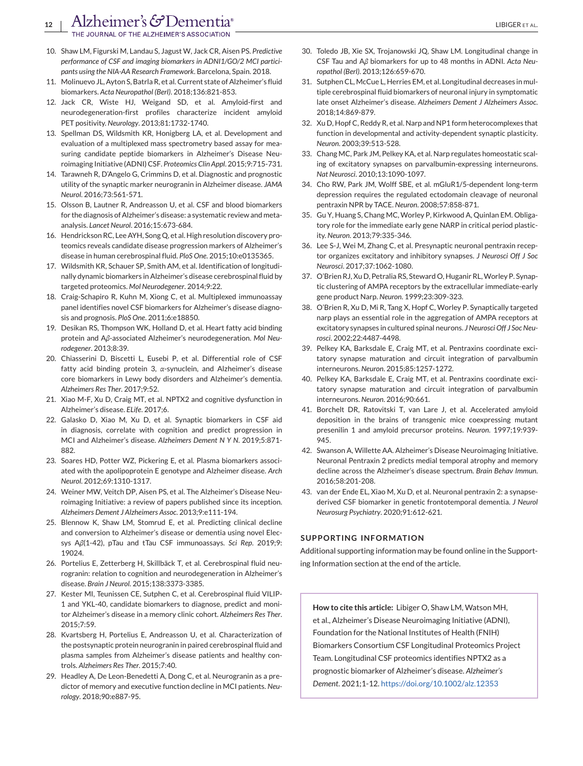10. Shaw LM, Figurski M, Landau S, Jagust W, Jack CR, Aisen PS. *Predictive performance of CSF and imaging biomarkers in ADNI1/GO/2 MCI participants using the NIA-AA Research Framework*. Barcelona, Spain. 2018.
11. Molinuevo JL, Ayton S, Batrla R, et al. Current state of Alzheimer's fluid biomarkers. *Acta Neuropathol (Berl)*. 2018;136:821-853.
12. Jack CR, Wiste HJ, Weigand SD, et al. Amyloid-first and neurodegeneration-first profiles characterize incident amyloid PET positivity. *Neurology*. 2013;81:1732-1740.
13. Spellman DS, Wildsmith KR, Honigberg LA, et al. Development and evaluation of a multiplexed mass spectrometry based assay for measuring candidate peptide biomarkers in Alzheimer's Disease Neuroimaging Initiative (ADNI) CSF. *Proteomics Clin Appl*. 2015;9:715-731.
14. Tarawneh R, D'Angelo G, Crimmins D, et al. Diagnostic and prognostic utility of the synaptic marker neurogranin in Alzheimer disease. *JAMA Neurol*. 2016;73:561-571.
15. Olsson B, Lautner R, Andreasson U, et al. CSF and blood biomarkers for the diagnosis of Alzheimer's disease: a systematic review and meta-analysis. *Lancet Neurol*. 2016;15:673-684.
16. Hendrickson RC, Lee AYH, Song Q, et al. High resolution discovery proteomics reveals candidate disease progression markers of Alzheimer's disease in human cerebrospinal fluid. *PloS One*. 2015;10:e0135365.
17. Wildsmith KR, Schauer SP, Smith AM, et al. Identification of longitudinally dynamic biomarkers in Alzheimer's disease cerebrospinal fluid by targeted proteomics. *Mol Neurodegener*. 2014;9:22.
18. Craig-Schapiro R, Kuhn M, Xiong C, et al. Multiplexed immunoassay panel identifies novel CSF biomarkers for Alzheimer's disease diagnosis and prognosis. *PloS One*. 2011;6:e18850.
19. Desikan RS, Thompson WK, Holland D, et al. Heart fatty acid binding protein and Aβ-associated Alzheimer's neurodegeneration. *Mol Neurodegener*. 2013;8:39.
20. Chiasserini D, Biscetti L, Eusebi P, et al. Differential role of CSF fatty acid binding protein 3, α-synuclein, and Alzheimer's disease core biomarkers in Lewy body disorders and Alzheimer's dementia. *Alzheimers Res Ther*. 2017;9:52.
21. Xiao M-F, Xu D, Craig MT, et al. NPTX2 and cognitive dysfunction in Alzheimer's disease. *ELife*. 2017;6.
22. Galasko D, Xiao M, Xu D, et al. Synaptic biomarkers in CSF aid in diagnosis, correlate with cognition and predict progression in MCI and Alzheimer's disease. *Alzheimers Dement N Y N*. 2019;5:871-882.
23. Soares HD, Potter WZ, Pickering E, et al. Plasma biomarkers associated with the apolipoprotein E genotype and Alzheimer disease. *Arch Neurol*. 2012;69:1310-1317.
24. Weiner MW, Veitch DP, Aisen PS, et al. The Alzheimer's Disease Neuroimaging Initiative: a review of papers published since its inception. *Alzheimers Dement J Alzheimers Assoc*. 2013;9:e111-194.
25. Blennow K, Shaw LM, Stomrud E, et al. Predicting clinical decline and conversion to Alzheimer's disease or dementia using novel Elecsys Aβ(1-42), pTau and tTau CSF immunoassays. *Sci Rep*. 2019;9:19024.
26. Portelius E, Zetterberg H, Skillbäck T, et al. Cerebrospinal fluid neurogranin: relation to cognition and neurodegeneration in Alzheimer's disease. *Brain J Neurol*. 2015;138:3373-3385.
27. Kester MI, Teunissen CE, Sutphen C, et al. Cerebrospinal fluid VILIP-1 and YKL-40, candidate biomarkers to diagnose, predict and monitor Alzheimer's disease in a memory clinic cohort. *Alzheimers Res Ther*. 2015;7:59.
28. Kvartsberg H, Portelius E, Andreasson U, et al. Characterization of the postsynaptic protein neurogranin in paired cerebrospinal fluid and plasma samples from Alzheimer's disease patients and healthy controls. *Alzheimers Res Ther*. 2015;7:40.
29. Headley A, De Leon-Benedetti A, Dong C, et al. Neurogranin as a predictor of memory and executive function decline in MCI patients. *Neurology*. 2018;90:e887-95.
30. Toledo JB, Xie SX, Trojanowski JQ, Shaw LM. Longitudinal change in CSF Tau and Aβ biomarkers for up to 48 months in ADNI. *Acta Neuropathol (Berl)*. 2013;126:659-670.
31. Sutphen CL, McCue L, Herries EM, et al. Longitudinal decreases in multiple cerebrospinal fluid biomarkers of neuronal injury in symptomatic late onset Alzheimer's disease. *Alzheimers Dement J Alzheimers Assoc*. 2018;14:869-879.
32. Xu D, Hopf C, Reddy R, et al. Narp and NP1 form heterocomplexes that function in developmental and activity-dependent synaptic plasticity. *Neuron*. 2003;39:513-528.
33. Chang MC, Park JM, Pelkey KA, et al. Narp regulates homeostatic scaling of excitatory synapses on parvalbumin-expressing interneurons. *Nat Neurosci*. 2010;13:1090-1097.
34. Cho RW, Park JM, Wolff SBE, et al. mGluR1/5-dependent long-term depression requires the regulated ectodomain cleavage of neuronal pentraxin NPR by TACE. *Neuron*. 2008;57:858-871.
35. Gu Y, Huang S, Chang MC, Worley P, Kirkwood A, Quinlan EM. Obligatory role for the immediate early gene NARP in critical period plasticity. *Neuron*. 2013;79:335-346.
36. Lee S-J, Wei M, Zhang C, et al. Presynaptic neuronal pentraxin receptor organizes excitatory and inhibitory synapses. *J Neurosci Off J Soc Neurosci*. 2017;37:1062-1080.
37. O'Brien RJ, Xu D, Petralia RS, Steward O, Huganir RL, Worley P. Synaptic clustering of AMPA receptors by the extracellular immediate-early gene product Narp. *Neuron*. 1999;23:309-323.
38. O'Brien R, Xu D, Mi R, Tang X, Hopf C, Worley P. Synaptically targeted narp plays an essential role in the aggregation of AMPA receptors at excitatory synapses in cultured spinal neurons. *J Neurosci Off J Soc Neurosci*. 2002;22:4487-4498.
39. Pelkey KA, Barksdale E, Craig MT, et al. Pentraxins coordinate excitatory synapse maturation and circuit integration of parvalbumin interneurons. *Neuron*. 2015;85:1257-1272.
40. Pelkey KA, Barksdale E, Craig MT, et al. Pentraxins coordinate excitatory synapse maturation and circuit integration of parvalbumin interneurons. *Neuron*. 2016;90:661.
41. Borchelt DR, Ratovitski T, van Lare J, et al. Accelerated amyloid deposition in the brains of transgenic mice coexpressing mutant presenilin 1 and amyloid precursor proteins. *Neuron*. 1997;19:939-945.
42. Swanson A, Willette AA. Alzheimer's Disease Neuroimaging Initiative. Neuronal Pentraxin 2 predicts medial temporal atrophy and memory decline across the Alzheimer's disease spectrum. *Brain Behav Immun*. 2016;58:201-208.
43. van der Ende EL, Xiao M, Xu D, et al. Neuronal pentraxin 2: a synapse-derived CSF biomarker in genetic frontotemporal dementia. *J Neurol Neurosurg Psychiatry*. 2020;91:612-621.

## SUPPORTING INFORMATION

Additional supporting information may be found online in the Supporting Information section at the end of the article.

**How to cite this article:** Libiger O, Shaw LM, Watson MH, et al., Alzheimer's Disease Neuroimaging Initiative (ADNI), Foundation for the National Institutes of Health (FNIH) Biomarkers Consortium CSF Longitudinal Proteomics Project Team. Longitudinal CSF proteomics identifies NPTX2 as a prognostic biomarker of Alzheimer's disease. *Alzheimer's Dement*. 2021;1-12. https://doi.org/10.1002/alz.12353